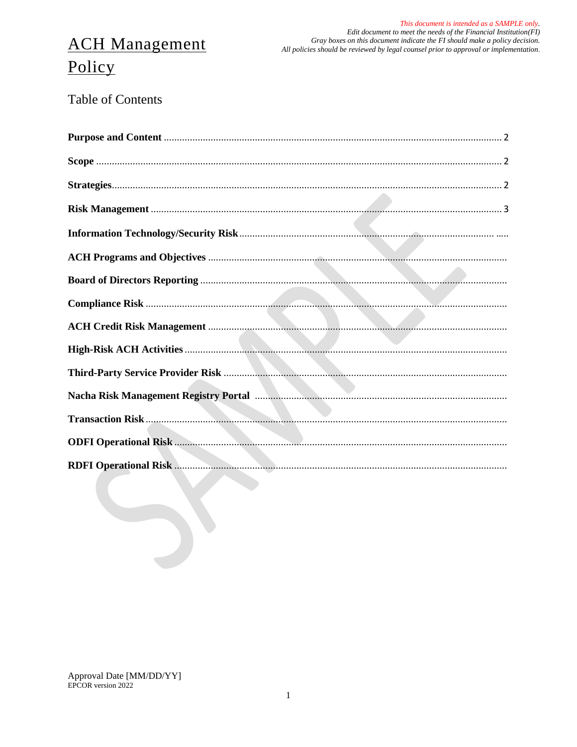*This document is intended as a SAMPLE only.*
*Edit document to meet the needs of the Financial Institution(FI)*
*Gray boxes on this document indicate the FI should make a policy decision.*
*All policies should be reviewed by legal counsel prior to approval or implementation.*

# ACH Management Policy

## Table of Contents

**Purpose and Content** .......... 2

**Scope** .......... 2

**Strategies** .......... 2

**Risk Management** .......... 3

**Information Technology/Security Risk** .......... .....

**ACH Programs and Objectives** ..........

**Board of Directors Reporting** ..........

**Compliance Risk** ..........

**ACH Credit Risk Management** ..........

**High-Risk ACH Activities** ..........

**Third-Party Service Provider Risk** ..........

**Nacha Risk Management Registry Portal** ..........

**Transaction Risk** ..........

**ODFI Operational Risk** ..........

**RDFI Operational Risk** ..........

Approval Date [MM/DD/YY]
EPCOR version 2022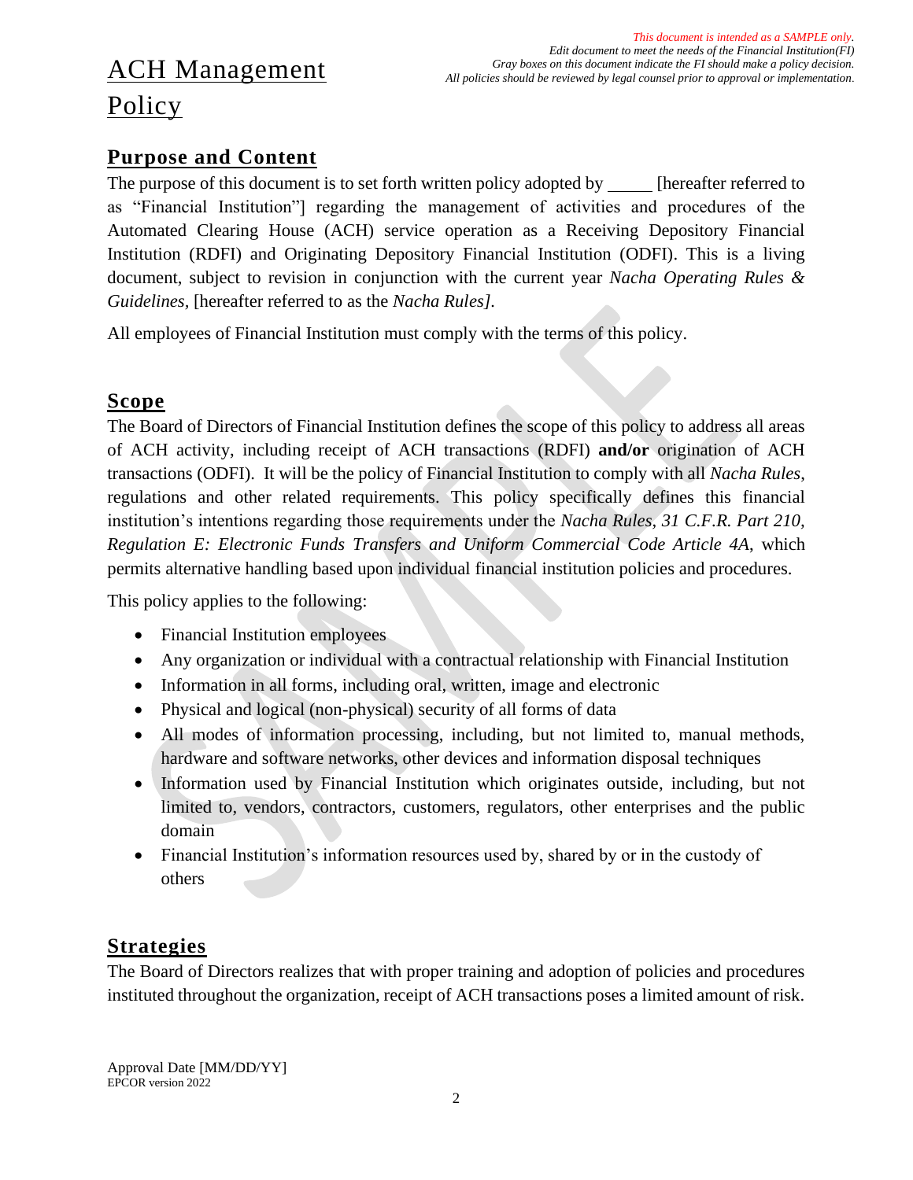*This document is intended as a SAMPLE only.*
*Edit document to meet the needs of the Financial Institution(FI)*
*Gray boxes on this document indicate the FI should make a policy decision.*
*All policies should be reviewed by legal counsel prior to approval or implementation.*

# ACH Management Policy

## Purpose and Content

The purpose of this document is to set forth written policy adopted by _____ [hereafter referred to as "Financial Institution"] regarding the management of activities and procedures of the Automated Clearing House (ACH) service operation as a Receiving Depository Financial Institution (RDFI) and Originating Depository Financial Institution (ODFI). This is a living document, subject to revision in conjunction with the current year *Nacha Operating Rules & Guidelines,* [hereafter referred to as the *Nacha Rules]*.

All employees of Financial Institution must comply with the terms of this policy.

## Scope

The Board of Directors of Financial Institution defines the scope of this policy to address all areas of ACH activity, including receipt of ACH transactions (RDFI) **and/or** origination of ACH transactions (ODFI). It will be the policy of Financial Institution to comply with all *Nacha Rules*, regulations and other related requirements. This policy specifically defines this financial institution's intentions regarding those requirements under the *Nacha Rules, 31 C.F.R. Part 210, Regulation E: Electronic Funds Transfers and Uniform Commercial Code Article 4A*, which permits alternative handling based upon individual financial institution policies and procedures.

This policy applies to the following:

- Financial Institution employees
- Any organization or individual with a contractual relationship with Financial Institution
- Information in all forms, including oral, written, image and electronic
- Physical and logical (non-physical) security of all forms of data
- All modes of information processing, including, but not limited to, manual methods, hardware and software networks, other devices and information disposal techniques
- Information used by Financial Institution which originates outside, including, but not limited to, vendors, contractors, customers, regulators, other enterprises and the public domain
- Financial Institution's information resources used by, shared by or in the custody of others

## Strategies

The Board of Directors realizes that with proper training and adoption of policies and procedures instituted throughout the organization, receipt of ACH transactions poses a limited amount of risk.

Approval Date [MM/DD/YY]
EPCOR version 2022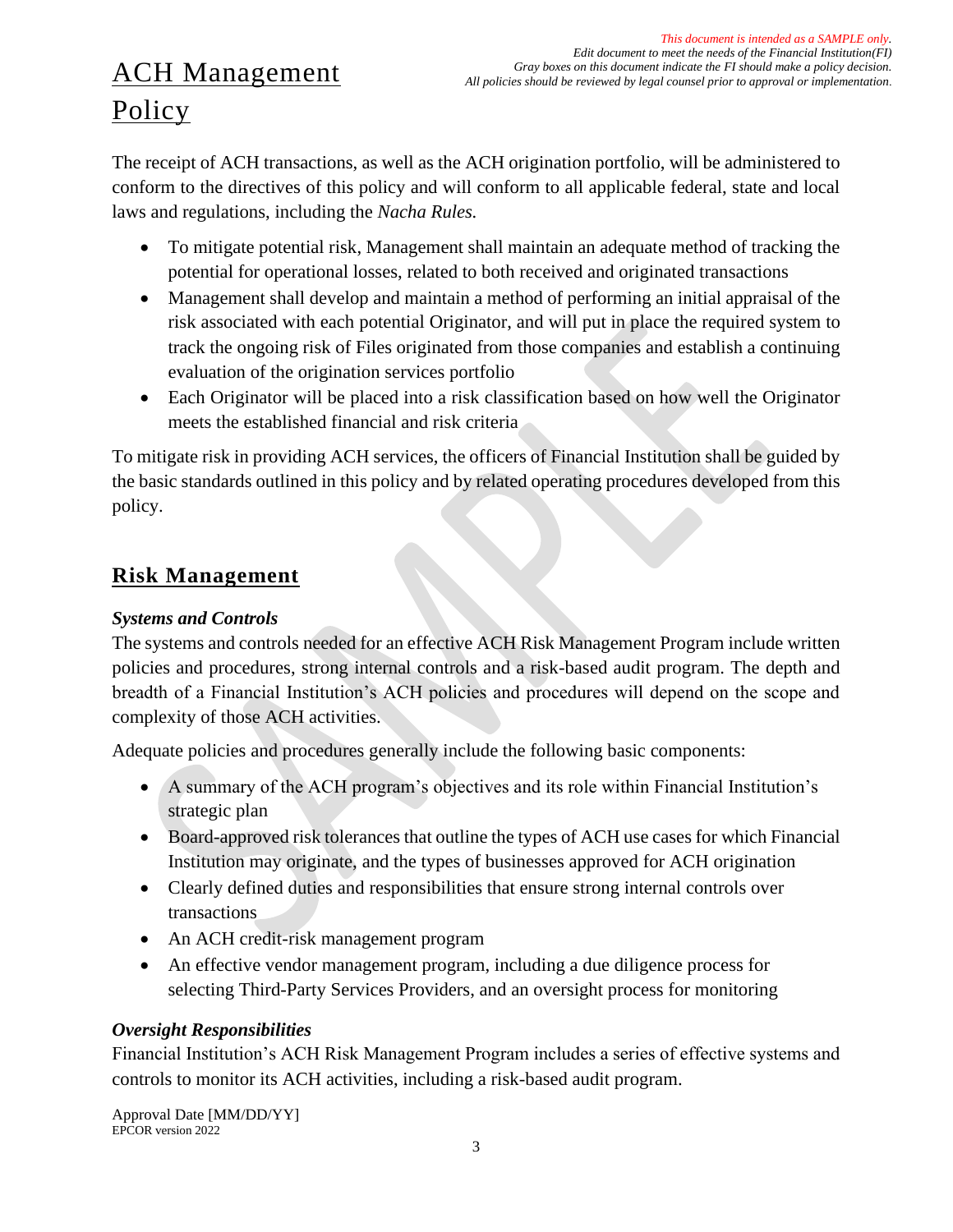*This document is intended as a SAMPLE only.*
*Edit document to meet the needs of the Financial Institution(FI)*
*Gray boxes on this document indicate the FI should make a policy decision.*
*All policies should be reviewed by legal counsel prior to approval or implementation.*

# ACH Management Policy

The receipt of ACH transactions, as well as the ACH origination portfolio, will be administered to conform to the directives of this policy and will conform to all applicable federal, state and local laws and regulations, including the *Nacha Rules.*

- To mitigate potential risk, Management shall maintain an adequate method of tracking the potential for operational losses, related to both received and originated transactions
- Management shall develop and maintain a method of performing an initial appraisal of the risk associated with each potential Originator, and will put in place the required system to track the ongoing risk of Files originated from those companies and establish a continuing evaluation of the origination services portfolio
- Each Originator will be placed into a risk classification based on how well the Originator meets the established financial and risk criteria

To mitigate risk in providing ACH services, the officers of Financial Institution shall be guided by the basic standards outlined in this policy and by related operating procedures developed from this policy.

## Risk Management

### *Systems and Controls*

The systems and controls needed for an effective ACH Risk Management Program include written policies and procedures, strong internal controls and a risk-based audit program. The depth and breadth of a Financial Institution's ACH policies and procedures will depend on the scope and complexity of those ACH activities.

Adequate policies and procedures generally include the following basic components:

- A summary of the ACH program's objectives and its role within Financial Institution's strategic plan
- Board-approved risk tolerances that outline the types of ACH use cases for which Financial Institution may originate, and the types of businesses approved for ACH origination
- Clearly defined duties and responsibilities that ensure strong internal controls over transactions
- An ACH credit-risk management program
- An effective vendor management program, including a due diligence process for selecting Third-Party Services Providers, and an oversight process for monitoring

### *Oversight Responsibilities*

Financial Institution's ACH Risk Management Program includes a series of effective systems and controls to monitor its ACH activities, including a risk-based audit program.

Approval Date [MM/DD/YY]
EPCOR version 2022